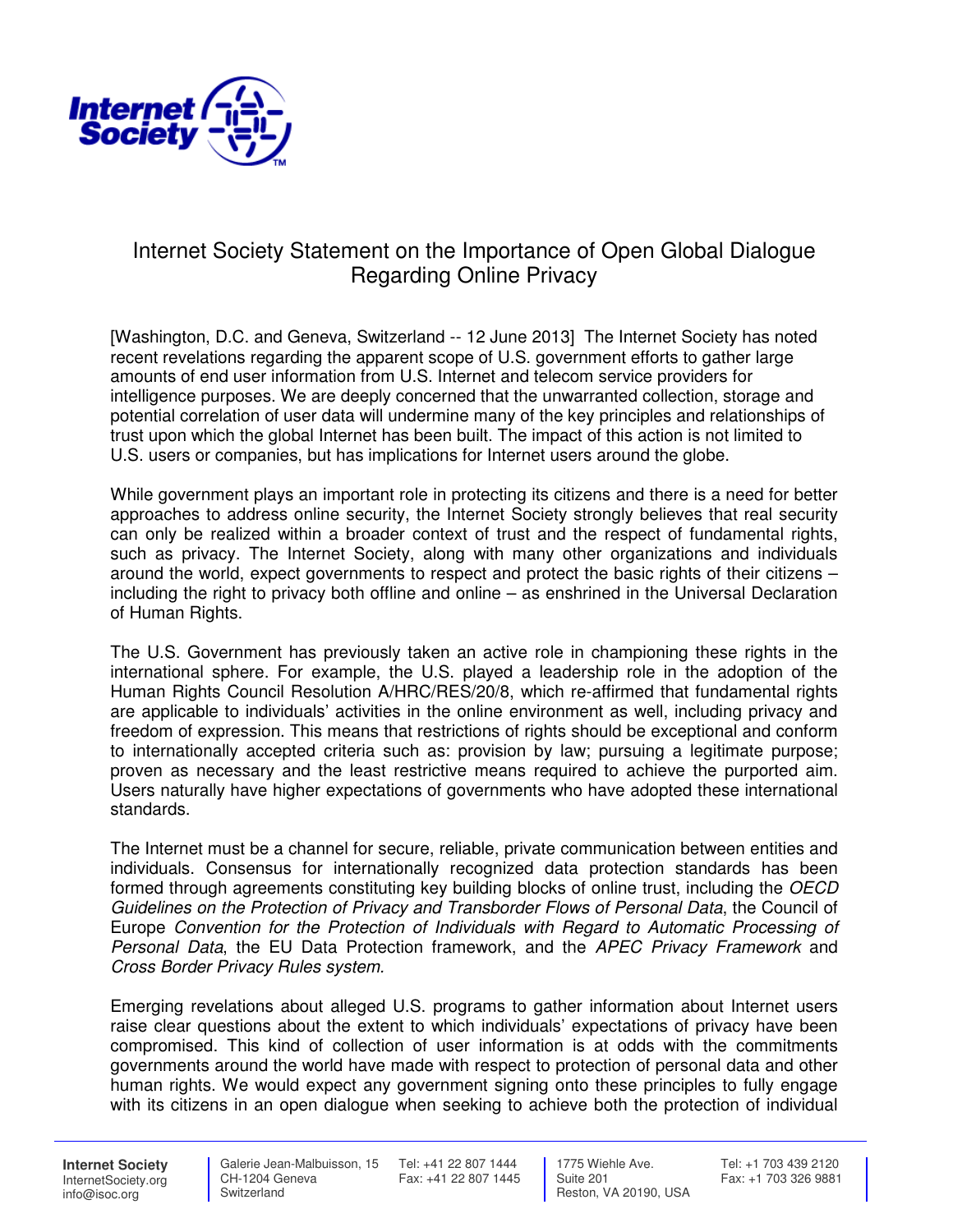# Internet Society Statement on the Importance of Open Global Dialogue Regarding Online Privacy

[Washington, D.C. and Geneva, Switzerland -- 12 June 2013] The Internet Society has noted recent revelations regarding the apparent scope of U.S. government efforts to gather large amounts of end user information from U.S. Internet and telecom service providers for intelligence purposes. We are deeply concerned that the unwarranted collection, storage and potential correlation of user data will undermine many of the key principles and relationships of trust upon which the global Internet has been built. The impact of this action is not limited to U.S. users or companies, but has implications for Internet users around the globe.

While government plays an important role in protecting its citizens and there is a need for better approaches to address online security, the Internet Society strongly believes that real security can only be realized within a broader context of trust and the respect of fundamental rights, such as privacy. The Internet Society, along with many other organizations and individuals around the world, expect governments to respect and protect the basic rights of their citizens – including the right to privacy both offline and online – as enshrined in the Universal Declaration of Human Rights.

The U.S. Government has previously taken an active role in championing these rights in the international sphere. For example, the U.S. played a leadership role in the adoption of the Human Rights Council Resolution A/HRC/RES/20/8, which re-affirmed that fundamental rights are applicable to individuals' activities in the online environment as well, including privacy and freedom of expression. This means that restrictions of rights should be exceptional and conform to internationally accepted criteria such as: provision by law; pursuing a legitimate purpose; proven as necessary and the least restrictive means required to achieve the purported aim. Users naturally have higher expectations of governments who have adopted these international standards.

The Internet must be a channel for secure, reliable, private communication between entities and individuals. Consensus for internationally recognized data protection standards has been formed through agreements constituting key building blocks of online trust, including the *OECD Guidelines on the Protection of Privacy and Transborder Flows of Personal Data*, the Council of Europe *Convention for the Protection of Individuals with Regard to Automatic Processing of Personal Data*, the EU Data Protection framework, and the *APEC Privacy Framework* and *Cross Border Privacy Rules system.*

Emerging revelations about alleged U.S. programs to gather information about Internet users raise clear questions about the extent to which individuals' expectations of privacy have been compromised. This kind of collection of user information is at odds with the commitments governments around the world have made with respect to protection of personal data and other human rights. We would expect any government signing onto these principles to fully engage with its citizens in an open dialogue when seeking to achieve both the protection of individual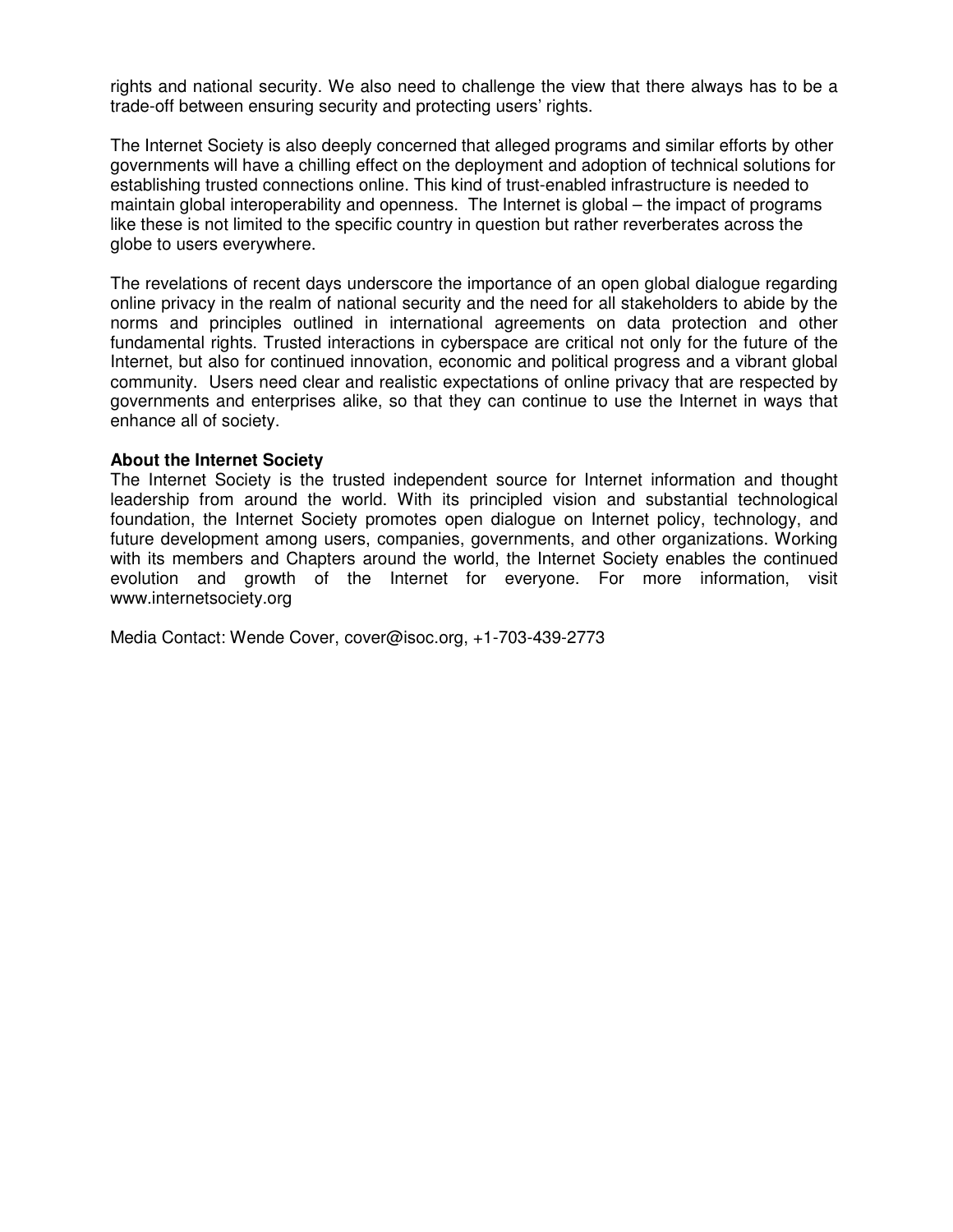rights and national security. We also need to challenge the view that there always has to be a trade-off between ensuring security and protecting users' rights.

The Internet Society is also deeply concerned that alleged programs and similar efforts by other governments will have a chilling effect on the deployment and adoption of technical solutions for establishing trusted connections online. This kind of trust-enabled infrastructure is needed to maintain global interoperability and openness. The Internet is global – the impact of programs like these is not limited to the specific country in question but rather reverberates across the globe to users everywhere.

The revelations of recent days underscore the importance of an open global dialogue regarding online privacy in the realm of national security and the need for all stakeholders to abide by the norms and principles outlined in international agreements on data protection and other fundamental rights. Trusted interactions in cyberspace are critical not only for the future of the Internet, but also for continued innovation, economic and political progress and a vibrant global community. Users need clear and realistic expectations of online privacy that are respected by governments and enterprises alike, so that they can continue to use the Internet in ways that enhance all of society.

**About the Internet Society**
The Internet Society is the trusted independent source for Internet information and thought leadership from around the world. With its principled vision and substantial technological foundation, the Internet Society promotes open dialogue on Internet policy, technology, and future development among users, companies, governments, and other organizations. Working with its members and Chapters around the world, the Internet Society enables the continued evolution and growth of the Internet for everyone. For more information, visit www.internetsociety.org

Media Contact: Wende Cover, cover@isoc.org, +1-703-439-2773